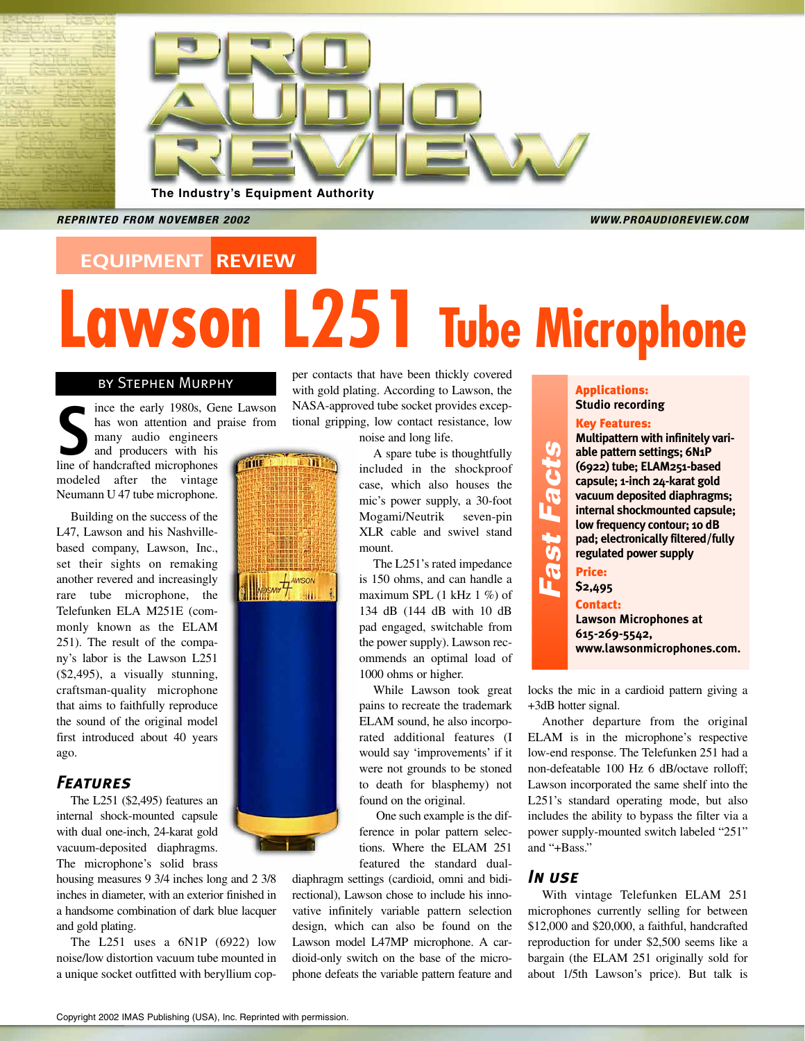# PRO AUDIO REVIEW

The Industry's Equipment Authority

*REPRINTED FROM NOVEMBER 2002*

*WWW.PROAUDIOREVIEW.COM*

EQUIPMENT REVIEW

# Lawson L251 Tube Microphone

BY STEPHEN MURPHY

Since the early 1980s, Gene Lawson has won attention and praise from many audio engineers and producers with his line of handcrafted microphones modeled after the vintage Neumann U 47 tube microphone.

Building on the success of the L47, Lawson and his Nashville-based company, Lawson, Inc., set their sights on remaking another revered and increasingly rare tube microphone, the Telefunken ELA M251E (commonly known as the ELAM 251). The result of the company's labor is the Lawson L251 ($2,495), a visually stunning, craftsman-quality microphone that aims to faithfully reproduce the sound of the original model first introduced about 40 years ago.

## *Features*

The L251 ($2,495) features an internal shock-mounted capsule with dual one-inch, 24-karat gold vacuum-deposited diaphragms. The microphone's solid brass housing measures 9 3/4 inches long and 2 3/8 inches in diameter, with an exterior finished in a handsome combination of dark blue lacquer and gold plating.

The L251 uses a 6N1P (6922) low noise/low distortion vacuum tube mounted in a unique socket outfitted with beryllium copper contacts that have been thickly covered with gold plating. According to Lawson, the NASA-approved tube socket provides exceptional gripping, low contact resistance, low noise and long life.

A spare tube is thoughtfully included in the shockproof case, which also houses the mic's power supply, a 30-foot Mogami/Neutrik seven-pin XLR cable and swivel stand mount.

The L251's rated impedance is 150 ohms, and can handle a maximum SPL (1 kHz 1 %) of 134 dB (144 dB with 10 dB pad engaged, switchable from the power supply). Lawson recommends an optimal load of 1000 ohms or higher.

While Lawson took great pains to recreate the trademark ELAM sound, he also incorporated additional features (I would say 'improvements' if it were not grounds to be stoned to death for blasphemy) not found on the original.

One such example is the difference in polar pattern selections. Where the ELAM 251 featured the standard dual-diaphragm settings (cardioid, omni and bidirectional), Lawson chose to include his innovative infinitely variable pattern selection design, which can also be found on the Lawson model L47MP microphone. A cardioid-only switch on the base of the microphone defeats the variable pattern feature and locks the mic in a cardioid pattern giving a +3dB hotter signal.

Another departure from the original ELAM is in the microphone's respective low-end response. The Telefunken 251 had a non-defeatable 100 Hz 6 dB/octave rolloff; Lawson incorporated the same shelf into the L251's standard operating mode, but also includes the ability to bypass the filter via a power supply-mounted switch labeled "251" and "+Bass."

> ***Fast Facts***
>
> **Applications:**
> **Studio recording**
>
> **Key Features:**
> **Multipattern with infinitely variable pattern settings; 6N1P (6922) tube; ELAM251-based capsule; 1-inch 24-karat gold vacuum deposited diaphragms; internal shockmounted capsule; low frequency contour; 10 dB pad; electronically filtered/fully regulated power supply**
>
> **Price:**
> **$2,495**
>
> **Contact:**
> **Lawson Microphones at 615-269-5542, www.lawsonmicrophones.com.**

## *In use*

With vintage Telefunken ELAM 251 microphones currently selling for between $12,000 and $20,000, a faithful, handcrafted reproduction for under $2,500 seems like a bargain (the ELAM 251 originally sold for about 1/5th Lawson's price). But talk is

Copyright 2002 IMAS Publishing (USA), Inc. Reprinted with permission.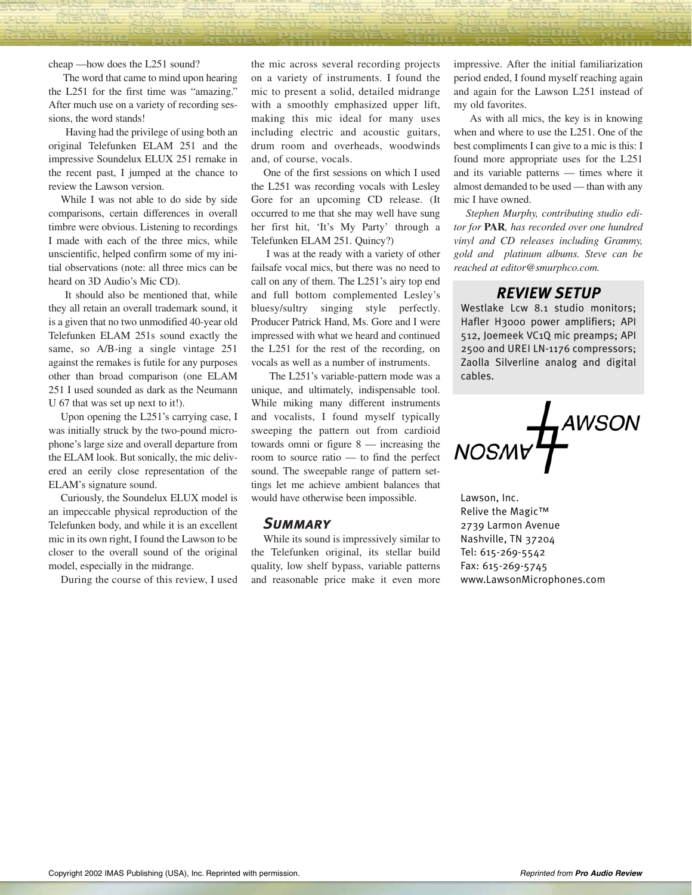cheap —how does the L251 sound?

The word that came to mind upon hearing the L251 for the first time was "amazing." After much use on a variety of recording sessions, the word stands!

Having had the privilege of using both an original Telefunken ELAM 251 and the impressive Soundelux ELUX 251 remake in the recent past, I jumped at the chance to review the Lawson version.

While I was not able to do side by side comparisons, certain differences in overall timbre were obvious. Listening to recordings I made with each of the three mics, while unscientific, helped confirm some of my initial observations (note: all three mics can be heard on 3D Audio's Mic CD).

It should also be mentioned that, while they all retain an overall trademark sound, it is a given that no two unmodified 40-year old Telefunken ELAM 251s sound exactly the same, so A/B-ing a single vintage 251 against the remakes is futile for any purposes other than broad comparison (one ELAM 251 I used sounded as dark as the Neumann U 67 that was set up next to it!).

Upon opening the L251's carrying case, I was initially struck by the two-pound microphone's large size and overall departure from the ELAM look. But sonically, the mic delivered an eerily close representation of the ELAM's signature sound.

Curiously, the Soundelux ELUX model is an impeccable physical reproduction of the Telefunken body, and while it is an excellent mic in its own right, I found the Lawson to be closer to the overall sound of the original model, especially in the midrange.

During the course of this review, I used the mic across several recording projects on a variety of instruments. I found the mic to present a solid, detailed midrange with a smoothly emphasized upper lift, making this mic ideal for many uses including electric and acoustic guitars, drum room and overheads, woodwinds and, of course, vocals.

One of the first sessions on which I used the L251 was recording vocals with Lesley Gore for an upcoming CD release. (It occurred to me that she may well have sung her first hit, 'It's My Party' through a Telefunken ELAM 251. Quincy?)

I was at the ready with a variety of other failsafe vocal mics, but there was no need to call on any of them. The L251's airy top end and full bottom complemented Lesley's bluesy/sultry singing style perfectly. Producer Patrick Hand, Ms. Gore and I were impressed with what we heard and continued the L251 for the rest of the recording, on vocals as well as a number of instruments.

The L251's variable-pattern mode was a unique, and ultimately, indispensable tool. While miking many different instruments and vocalists, I found myself typically sweeping the pattern out from cardioid towards omni or figure 8 — increasing the room to source ratio — to find the perfect sound. The sweepable range of pattern settings let me achieve ambient balances that would have otherwise been impossible.

## Summary

While its sound is impressively similar to the Telefunken original, its stellar build quality, low shelf bypass, variable patterns and reasonable price make it even more impressive. After the initial familiarization period ended, I found myself reaching again and again for the Lawson L251 instead of my old favorites.

As with all mics, the key is in knowing when and where to use the L251. One of the best compliments I can give to a mic is this: I found more appropriate uses for the L251 and its variable patterns — times where it almost demanded to be used — than with any mic I have owned.

*Stephen Murphy, contributing studio editor for* ***PAR****, has recorded over one hundred vinyl and CD releases including Grammy, gold and platinum albums. Steve can be reached at editor@smurphco.com.*

## REVIEW SETUP

Westlake Lcw 8.1 studio monitors; Hafler H3000 power amplifiers; API 512, Joemeek VC1Q mic preamps; API 2500 and UREI LN-1176 compressors; Zaolla Silverline analog and digital cables.

LAWSON

Lawson, Inc.
Relive the Magic™
2739 Larmon Avenue
Nashville, TN 37204
Tel: 615-269-5542
Fax: 615-269-5745
www.LawsonMicrophones.com

Copyright 2002 IMAS Publishing (USA), Inc. Reprinted with permission.

*Reprinted from* ***Pro Audio Review***